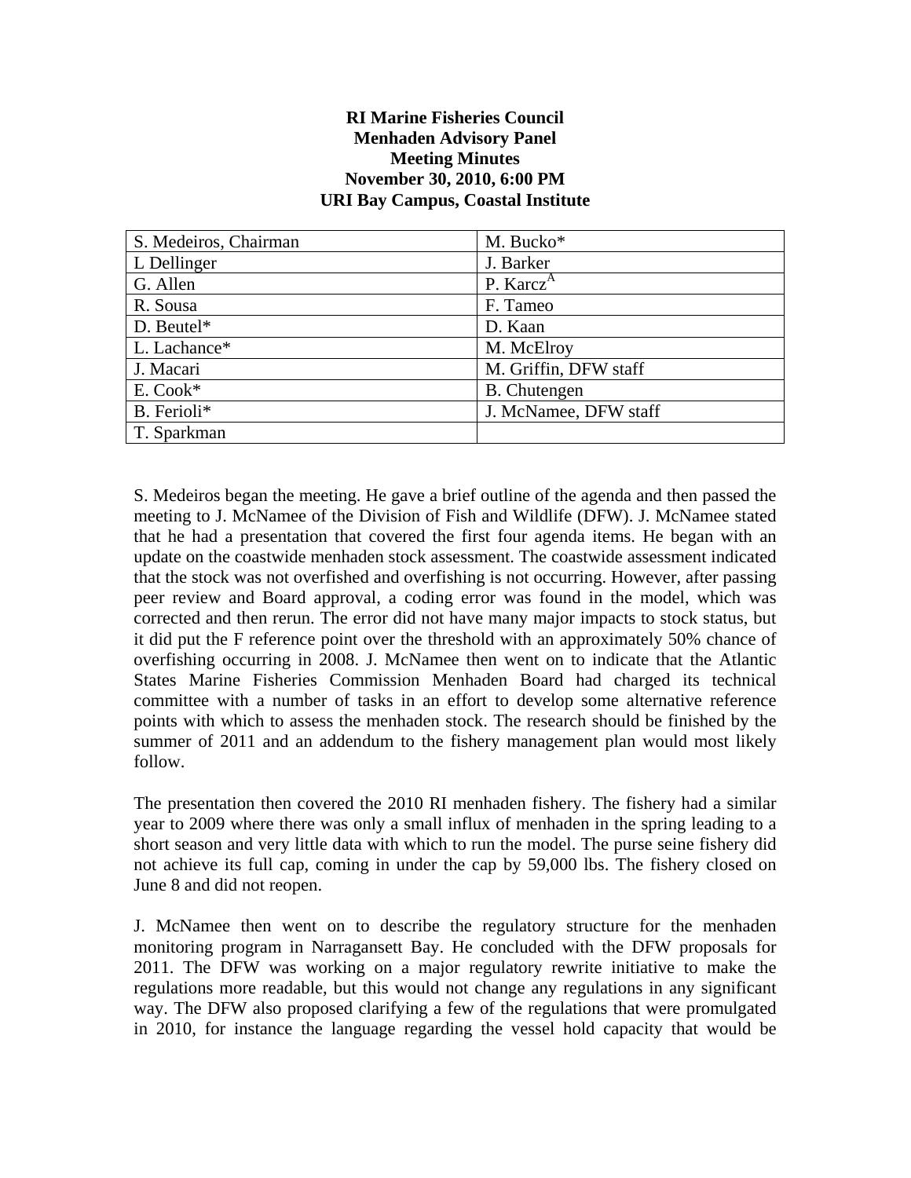**RI Marine Fisheries Council**
**Menhaden Advisory Panel**
**Meeting Minutes**
**November 30, 2010, 6:00 PM**
**URI Bay Campus, Coastal Institute**

| S. Medeiros, Chairman | M. Bucko* |
|---|---|
| L Dellinger | J. Barker |
| G. Allen | P. Karcz[A] |
| R. Sousa | F. Tameo |
| D. Beutel* | D. Kaan |
| L. Lachance* | M. McElroy |
| J. Macari | M. Griffin, DFW staff |
| E. Cook* | B. Chutengen |
| B. Ferioli* | J. McNamee, DFW staff |
| T. Sparkman | |

S. Medeiros began the meeting. He gave a brief outline of the agenda and then passed the meeting to J. McNamee of the Division of Fish and Wildlife (DFW). J. McNamee stated that he had a presentation that covered the first four agenda items. He began with an update on the coastwide menhaden stock assessment. The coastwide assessment indicated that the stock was not overfished and overfishing is not occurring. However, after passing peer review and Board approval, a coding error was found in the model, which was corrected and then rerun. The error did not have many major impacts to stock status, but it did put the F reference point over the threshold with an approximately 50% chance of overfishing occurring in 2008. J. McNamee then went on to indicate that the Atlantic States Marine Fisheries Commission Menhaden Board had charged its technical committee with a number of tasks in an effort to develop some alternative reference points with which to assess the menhaden stock. The research should be finished by the summer of 2011 and an addendum to the fishery management plan would most likely follow.

The presentation then covered the 2010 RI menhaden fishery. The fishery had a similar year to 2009 where there was only a small influx of menhaden in the spring leading to a short season and very little data with which to run the model. The purse seine fishery did not achieve its full cap, coming in under the cap by 59,000 lbs. The fishery closed on June 8 and did not reopen.

J. McNamee then went on to describe the regulatory structure for the menhaden monitoring program in Narragansett Bay. He concluded with the DFW proposals for 2011. The DFW was working on a major regulatory rewrite initiative to make the regulations more readable, but this would not change any regulations in any significant way. The DFW also proposed clarifying a few of the regulations that were promulgated in 2010, for instance the language regarding the vessel hold capacity that would be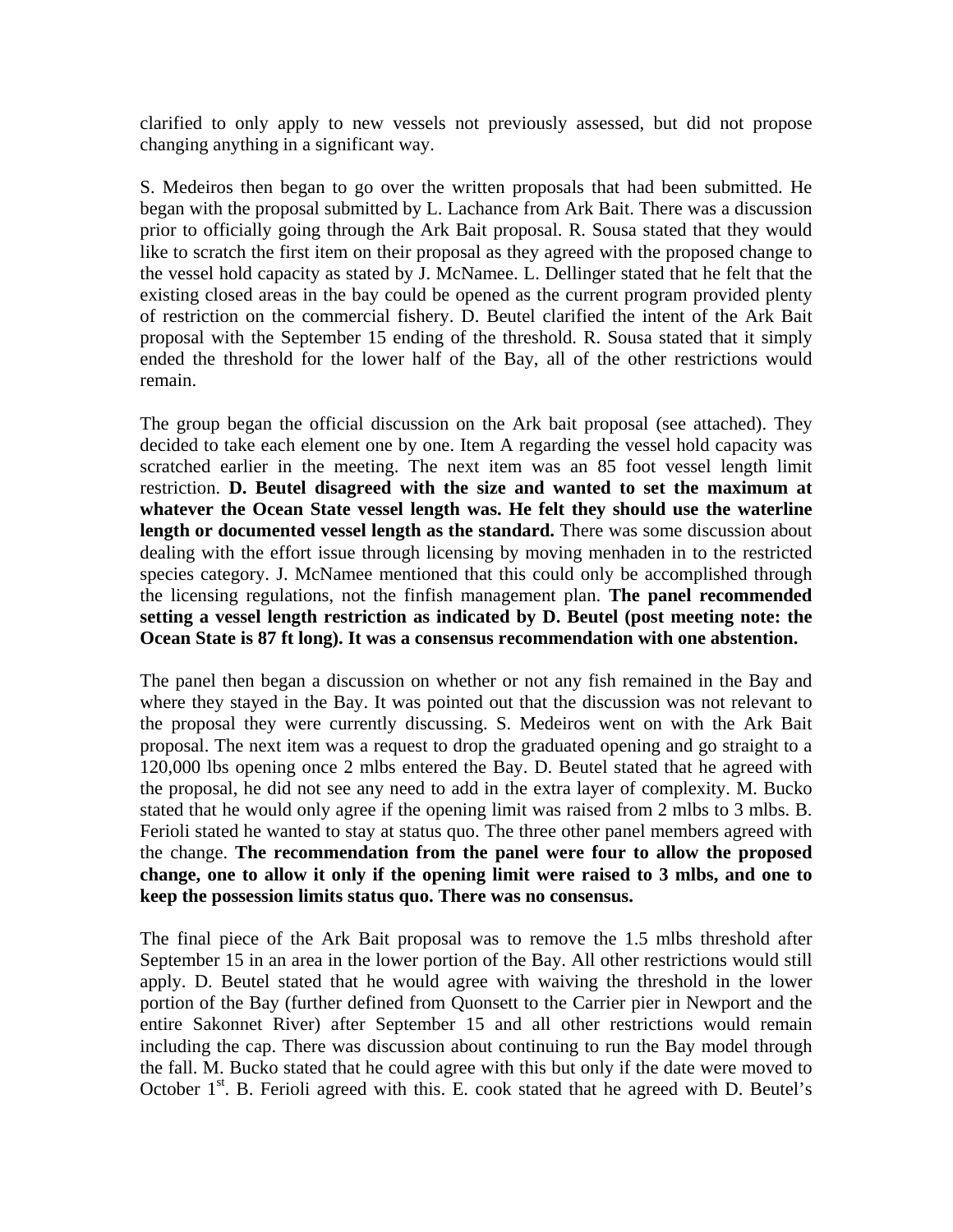clarified to only apply to new vessels not previously assessed, but did not propose changing anything in a significant way.

S. Medeiros then began to go over the written proposals that had been submitted. He began with the proposal submitted by L. Lachance from Ark Bait. There was a discussion prior to officially going through the Ark Bait proposal. R. Sousa stated that they would like to scratch the first item on their proposal as they agreed with the proposed change to the vessel hold capacity as stated by J. McNamee. L. Dellinger stated that he felt that the existing closed areas in the bay could be opened as the current program provided plenty of restriction on the commercial fishery. D. Beutel clarified the intent of the Ark Bait proposal with the September 15 ending of the threshold. R. Sousa stated that it simply ended the threshold for the lower half of the Bay, all of the other restrictions would remain.

The group began the official discussion on the Ark bait proposal (see attached). They decided to take each element one by one. Item A regarding the vessel hold capacity was scratched earlier in the meeting. The next item was an 85 foot vessel length limit restriction. **D. Beutel disagreed with the size and wanted to set the maximum at whatever the Ocean State vessel length was. He felt they should use the waterline length or documented vessel length as the standard.** There was some discussion about dealing with the effort issue through licensing by moving menhaden in to the restricted species category. J. McNamee mentioned that this could only be accomplished through the licensing regulations, not the finfish management plan. **The panel recommended setting a vessel length restriction as indicated by D. Beutel (post meeting note: the Ocean State is 87 ft long). It was a consensus recommendation with one abstention.**

The panel then began a discussion on whether or not any fish remained in the Bay and where they stayed in the Bay. It was pointed out that the discussion was not relevant to the proposal they were currently discussing. S. Medeiros went on with the Ark Bait proposal. The next item was a request to drop the graduated opening and go straight to a 120,000 lbs opening once 2 mlbs entered the Bay. D. Beutel stated that he agreed with the proposal, he did not see any need to add in the extra layer of complexity. M. Bucko stated that he would only agree if the opening limit was raised from 2 mlbs to 3 mlbs. B. Ferioli stated he wanted to stay at status quo. The three other panel members agreed with the change. **The recommendation from the panel were four to allow the proposed change, one to allow it only if the opening limit were raised to 3 mlbs, and one to keep the possession limits status quo. There was no consensus.**

The final piece of the Ark Bait proposal was to remove the 1.5 mlbs threshold after September 15 in an area in the lower portion of the Bay. All other restrictions would still apply. D. Beutel stated that he would agree with waiving the threshold in the lower portion of the Bay (further defined from Quonsett to the Carrier pier in Newport and the entire Sakonnet River) after September 15 and all other restrictions would remain including the cap. There was discussion about continuing to run the Bay model through the fall. M. Bucko stated that he could agree with this but only if the date were moved to October 1st. B. Ferioli agreed with this. E. cook stated that he agreed with D. Beutel's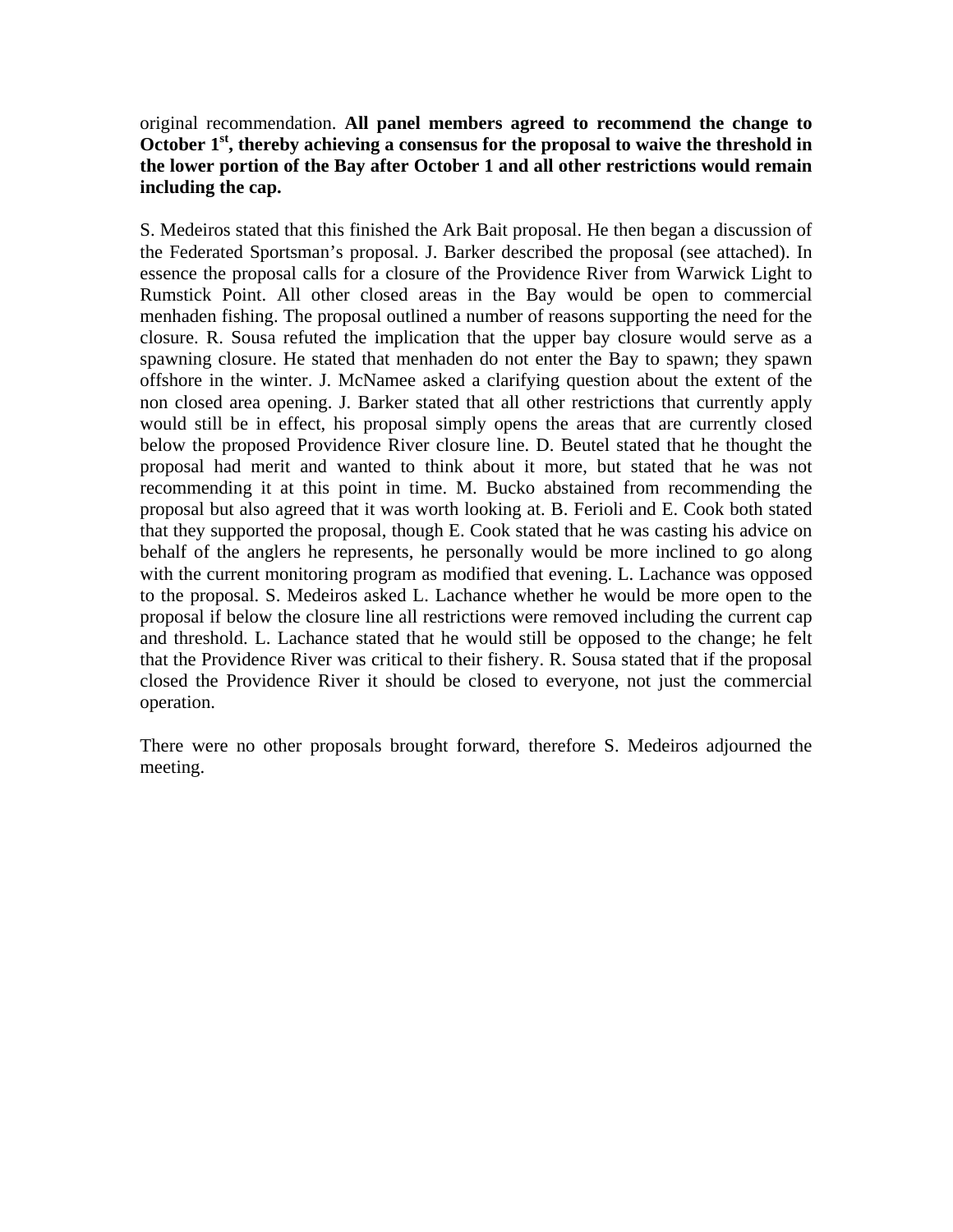original recommendation. **All panel members agreed to recommend the change to October 1st, thereby achieving a consensus for the proposal to waive the threshold in the lower portion of the Bay after October 1 and all other restrictions would remain including the cap.**

S. Medeiros stated that this finished the Ark Bait proposal. He then began a discussion of the Federated Sportsman's proposal. J. Barker described the proposal (see attached). In essence the proposal calls for a closure of the Providence River from Warwick Light to Rumstick Point. All other closed areas in the Bay would be open to commercial menhaden fishing. The proposal outlined a number of reasons supporting the need for the closure. R. Sousa refuted the implication that the upper bay closure would serve as a spawning closure. He stated that menhaden do not enter the Bay to spawn; they spawn offshore in the winter. J. McNamee asked a clarifying question about the extent of the non closed area opening. J. Barker stated that all other restrictions that currently apply would still be in effect, his proposal simply opens the areas that are currently closed below the proposed Providence River closure line. D. Beutel stated that he thought the proposal had merit and wanted to think about it more, but stated that he was not recommending it at this point in time. M. Bucko abstained from recommending the proposal but also agreed that it was worth looking at. B. Ferioli and E. Cook both stated that they supported the proposal, though E. Cook stated that he was casting his advice on behalf of the anglers he represents, he personally would be more inclined to go along with the current monitoring program as modified that evening. L. Lachance was opposed to the proposal. S. Medeiros asked L. Lachance whether he would be more open to the proposal if below the closure line all restrictions were removed including the current cap and threshold. L. Lachance stated that he would still be opposed to the change; he felt that the Providence River was critical to their fishery. R. Sousa stated that if the proposal closed the Providence River it should be closed to everyone, not just the commercial operation.

There were no other proposals brought forward, therefore S. Medeiros adjourned the meeting.